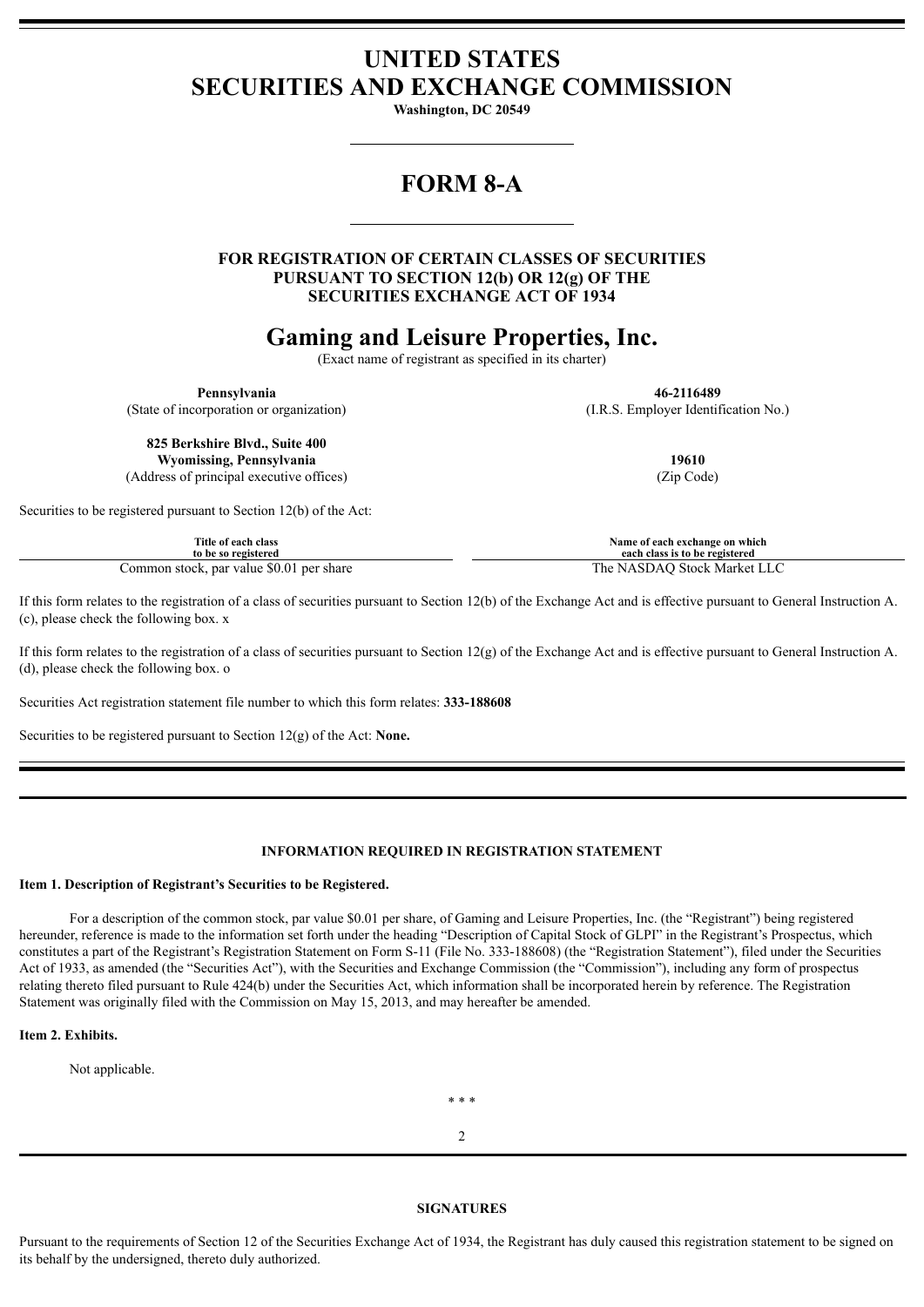# UNITED STATES SECURITIES AND EXCHANGE COMMISSION

**Washington, DC 20549**

# FORM 8-A

**FOR REGISTRATION OF CERTAIN CLASSES OF SECURITIES PURSUANT TO SECTION 12(b) OR 12(g) OF THE SECURITIES EXCHANGE ACT OF 1934**

# Gaming and Leisure Properties, Inc.

(Exact name of registrant as specified in its charter)

| | |
|---|---|
| **Pennsylvania** | **46-2116489** |
| (State of incorporation or organization) | (I.R.S. Employer Identification No.) |
| **825 Berkshire Blvd., Suite 400**<br>**Wyomissing, Pennsylvania** | **19610** |
| (Address of principal executive offices) | (Zip Code) |

Securities to be registered pursuant to Section 12(b) of the Act:

| Title of each class to be so registered | Name of each exchange on which each class is to be registered |
|---|---|
| Common stock, par value $0.01 per share | The NASDAQ Stock Market LLC |

If this form relates to the registration of a class of securities pursuant to Section 12(b) of the Exchange Act and is effective pursuant to General Instruction A.(c), please check the following box. x

If this form relates to the registration of a class of securities pursuant to Section 12(g) of the Exchange Act and is effective pursuant to General Instruction A.(d), please check the following box. o

Securities Act registration statement file number to which this form relates: **333-188608**

Securities to be registered pursuant to Section 12(g) of the Act: **None.**

---

**INFORMATION REQUIRED IN REGISTRATION STATEMENT**

**Item 1. Description of Registrant's Securities to be Registered.**

For a description of the common stock, par value $0.01 per share, of Gaming and Leisure Properties, Inc. (the "Registrant") being registered hereunder, reference is made to the information set forth under the heading "Description of Capital Stock of GLPI" in the Registrant's Prospectus, which constitutes a part of the Registrant's Registration Statement on Form S-11 (File No. 333-188608) (the "Registration Statement"), filed under the Securities Act of 1933, as amended (the "Securities Act"), with the Securities and Exchange Commission (the "Commission"), including any form of prospectus relating thereto filed pursuant to Rule 424(b) under the Securities Act, which information shall be incorporated herein by reference. The Registration Statement was originally filed with the Commission on May 15, 2013, and may hereafter be amended.

**Item 2. Exhibits.**

Not applicable.

\* \* \*

---

**SIGNATURES**

Pursuant to the requirements of Section 12 of the Securities Exchange Act of 1934, the Registrant has duly caused this registration statement to be signed on its behalf by the undersigned, thereto duly authorized.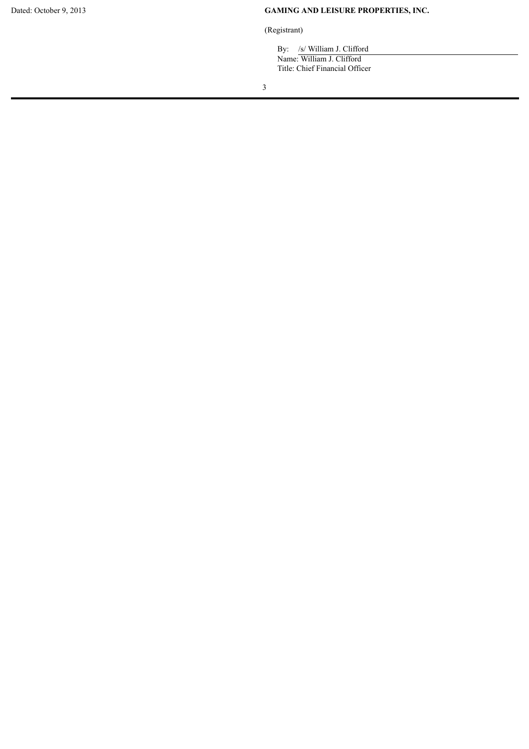Dated: October 9, 2013

**GAMING AND LEISURE PROPERTIES, INC.**

(Registrant)

By: /s/ William J. Clifford
Name: William J. Clifford
Title: Chief Financial Officer